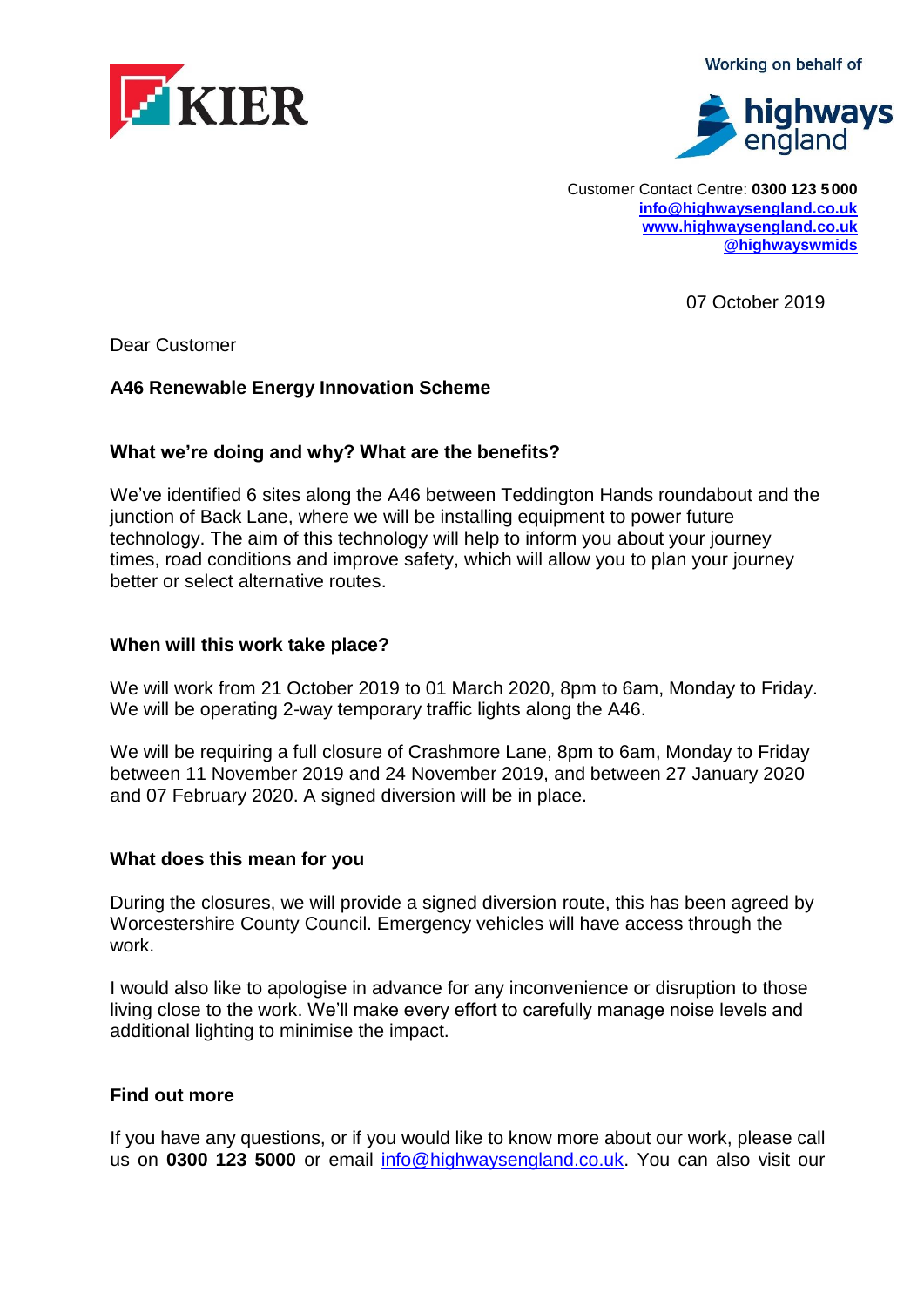KIER

Working on behalf of

highways england

Customer Contact Centre: **0300 123 5000**
**[info@highwaysengland.co.uk](mailto:info@highwaysengland.co.uk)**
**[www.highwaysengland.co.uk](http://www.highwaysengland.co.uk)**
**@highwayswmids**

07 October 2019

Dear Customer

**A46 Renewable Energy Innovation Scheme**

**What we're doing and why? What are the benefits?**

We've identified 6 sites along the A46 between Teddington Hands roundabout and the junction of Back Lane, where we will be installing equipment to power future technology. The aim of this technology will help to inform you about your journey times, road conditions and improve safety, which will allow you to plan your journey better or select alternative routes.

**When will this work take place?**

We will work from 21 October 2019 to 01 March 2020, 8pm to 6am, Monday to Friday. We will be operating 2-way temporary traffic lights along the A46.

We will be requiring a full closure of Crashmore Lane, 8pm to 6am, Monday to Friday between 11 November 2019 and 24 November 2019, and between 27 January 2020 and 07 February 2020. A signed diversion will be in place.

**What does this mean for you**

During the closures, we will provide a signed diversion route, this has been agreed by Worcestershire County Council. Emergency vehicles will have access through the work.

I would also like to apologise in advance for any inconvenience or disruption to those living close to the work. We'll make every effort to carefully manage noise levels and additional lighting to minimise the impact.

**Find out more**

If you have any questions, or if you would like to know more about our work, please call us on **0300 123 5000** or email [info@highwaysengland.co.uk](mailto:info@highwaysengland.co.uk). You can also visit our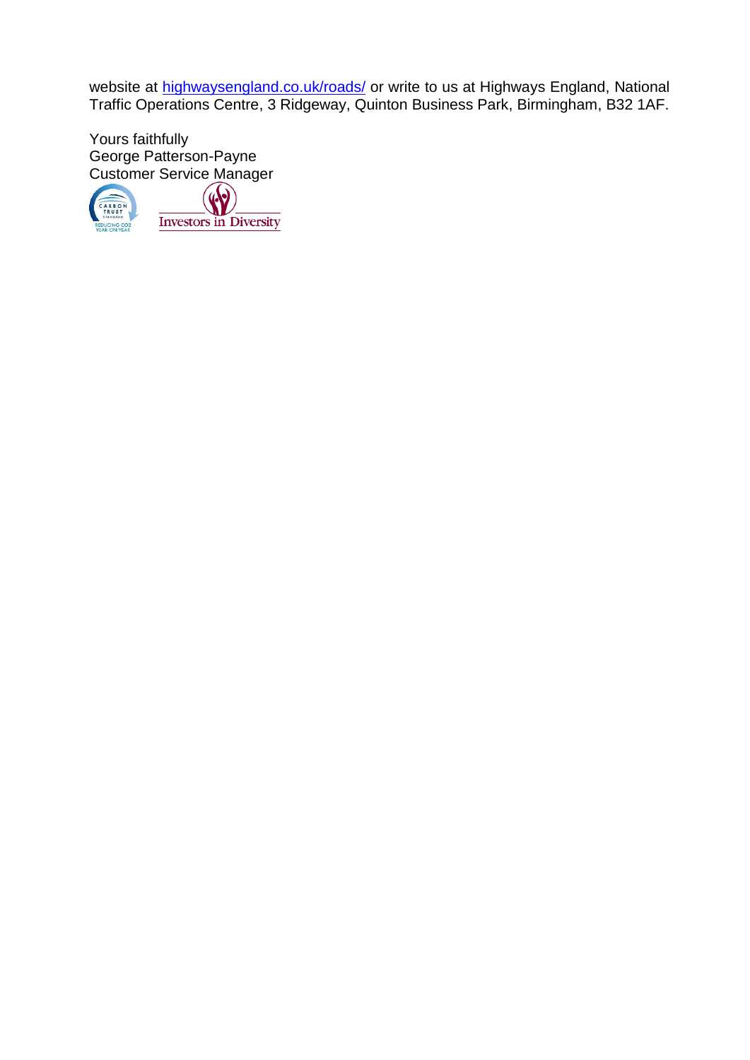website at [highwaysengland.co.uk/roads/](highwaysengland.co.uk/roads/) or write to us at Highways England, National Traffic Operations Centre, 3 Ridgeway, Quinton Business Park, Birmingham, B32 1AF.

Yours faithfully
George Patterson-Payne
Customer Service Manager